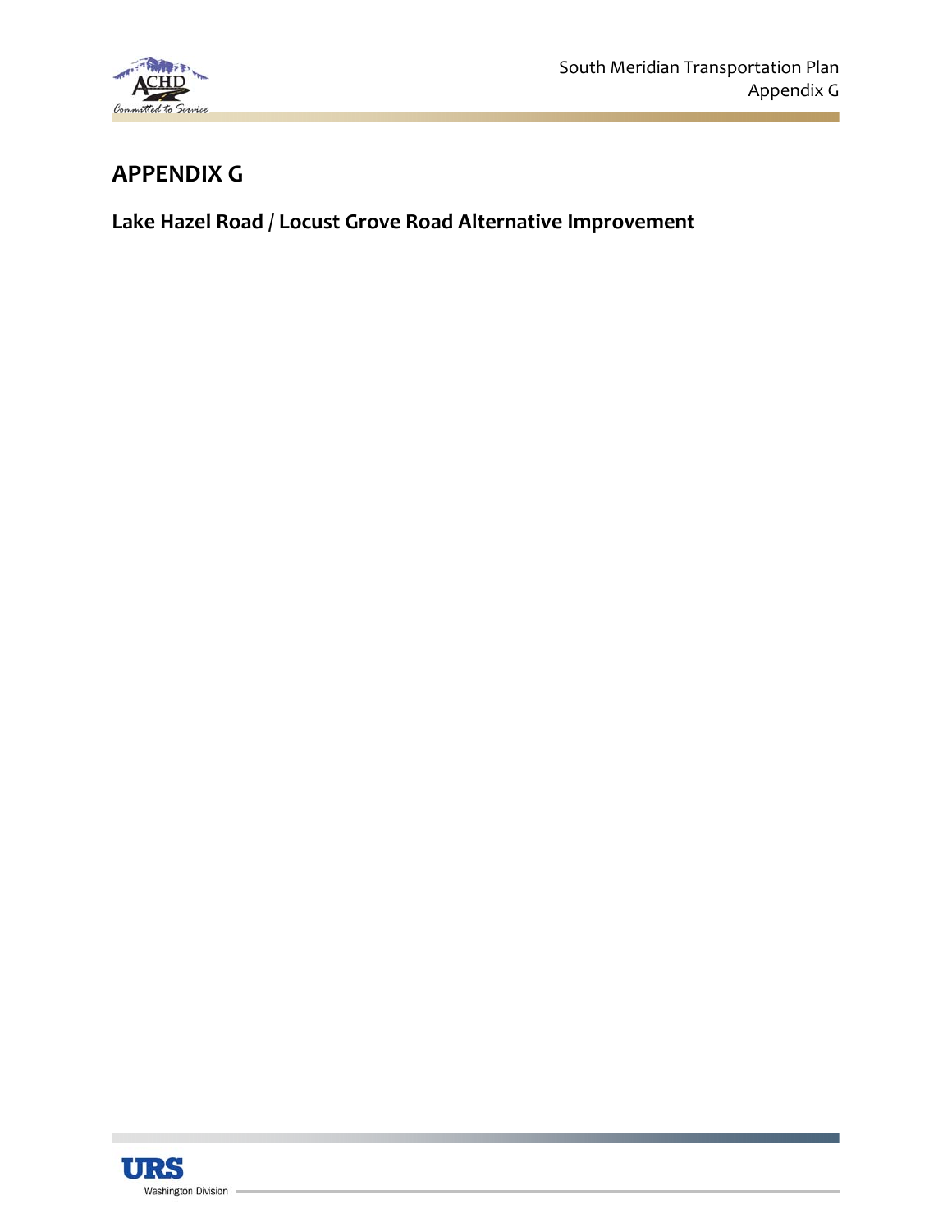# APPENDIX G

## Lake Hazel Road / Locust Grove Road Alternative Improvement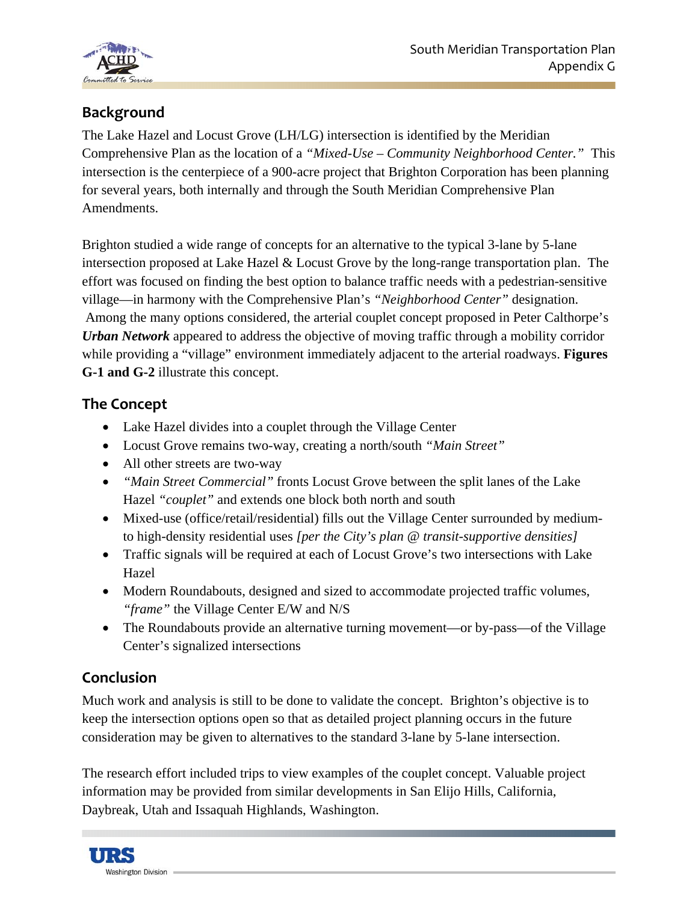## Background

The Lake Hazel and Locust Grove (LH/LG) intersection is identified by the Meridian Comprehensive Plan as the location of a *"Mixed-Use – Community Neighborhood Center."* This intersection is the centerpiece of a 900-acre project that Brighton Corporation has been planning for several years, both internally and through the South Meridian Comprehensive Plan Amendments.

Brighton studied a wide range of concepts for an alternative to the typical 3-lane by 5-lane intersection proposed at Lake Hazel & Locust Grove by the long-range transportation plan. The effort was focused on finding the best option to balance traffic needs with a pedestrian-sensitive village—in harmony with the Comprehensive Plan's *"Neighborhood Center"* designation. Among the many options considered, the arterial couplet concept proposed in Peter Calthorpe's ***Urban Network*** appeared to address the objective of moving traffic through a mobility corridor while providing a "village" environment immediately adjacent to the arterial roadways. **Figures G-1 and G-2** illustrate this concept.

## The Concept

- Lake Hazel divides into a couplet through the Village Center
- Locust Grove remains two-way, creating a north/south *"Main Street"*
- All other streets are two-way
- *"Main Street Commercial"* fronts Locust Grove between the split lanes of the Lake Hazel *"couplet"* and extends one block both north and south
- Mixed-use (office/retail/residential) fills out the Village Center surrounded by medium- to high-density residential uses *[per the City's plan @ transit-supportive densities]*
- Traffic signals will be required at each of Locust Grove's two intersections with Lake Hazel
- Modern Roundabouts, designed and sized to accommodate projected traffic volumes, *"frame"* the Village Center E/W and N/S
- The Roundabouts provide an alternative turning movement—or by-pass—of the Village Center's signalized intersections

## Conclusion

Much work and analysis is still to be done to validate the concept. Brighton's objective is to keep the intersection options open so that as detailed project planning occurs in the future consideration may be given to alternatives to the standard 3-lane by 5-lane intersection.

The research effort included trips to view examples of the couplet concept. Valuable project information may be provided from similar developments in San Elijo Hills, California, Daybreak, Utah and Issaquah Highlands, Washington.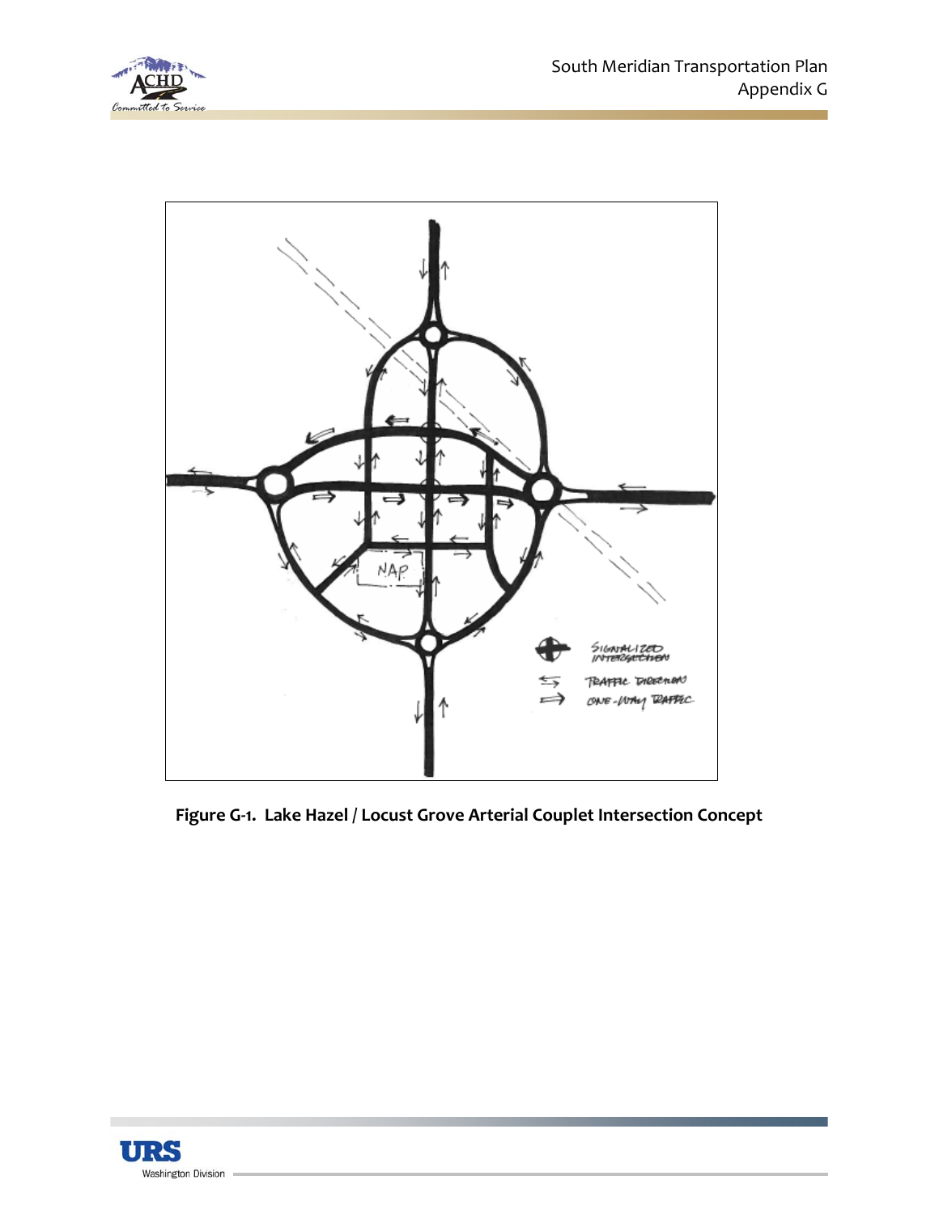Figure G-1. Lake Hazel / Locust Grove Arterial Couplet Intersection Concept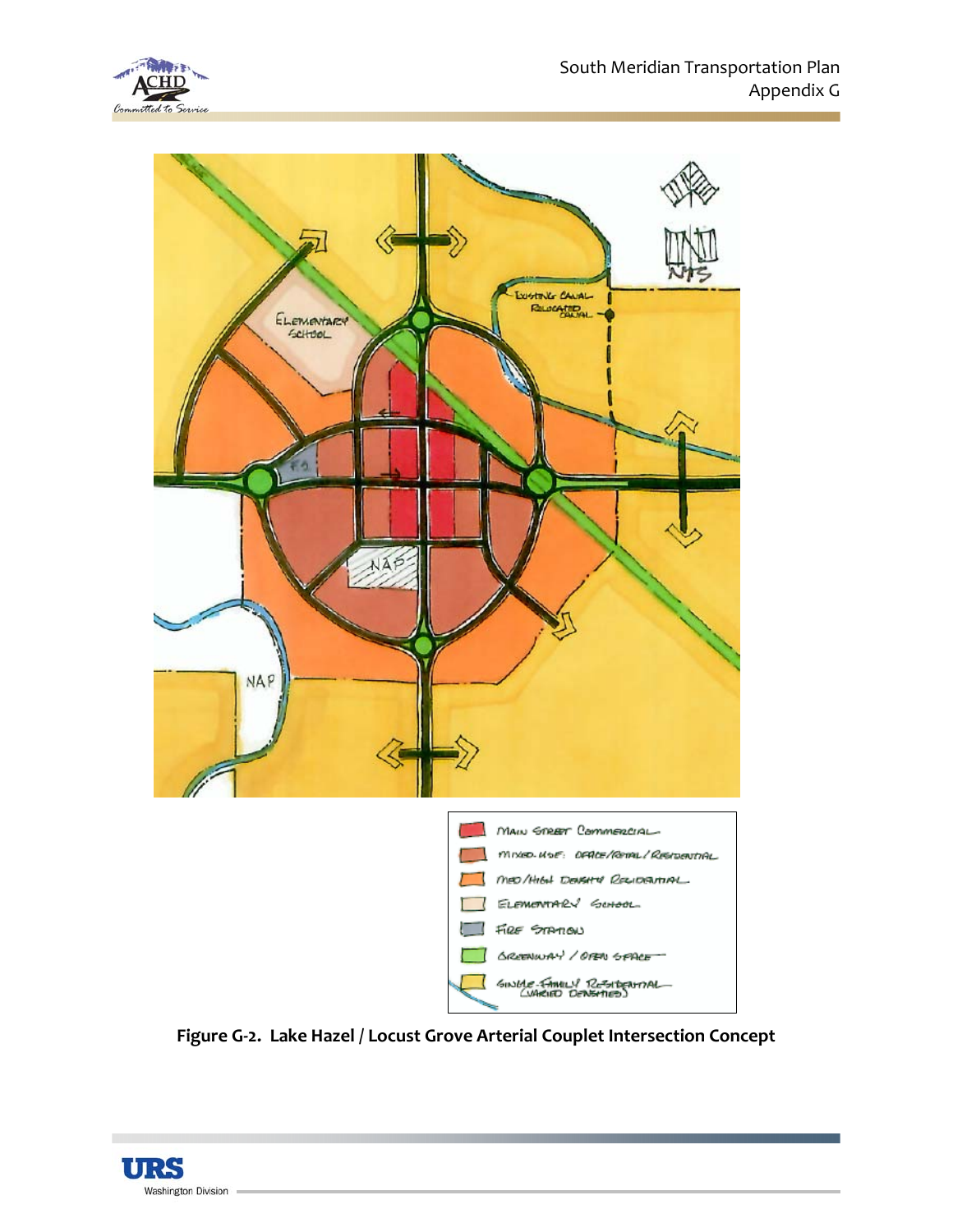Elementary School

FS

NAP

NAP

Existing Canal

Relocated Canal

NTS

Main Street Commercial

Mixed-Use: Office/Retail/Residential

Med/High Density Residential

Elementary School

Fire Station

Greenway / Open Space

Single-Family Residential (Varied Densities)

**Figure G-2. Lake Hazel / Locust Grove Arterial Couplet Intersection Concept**